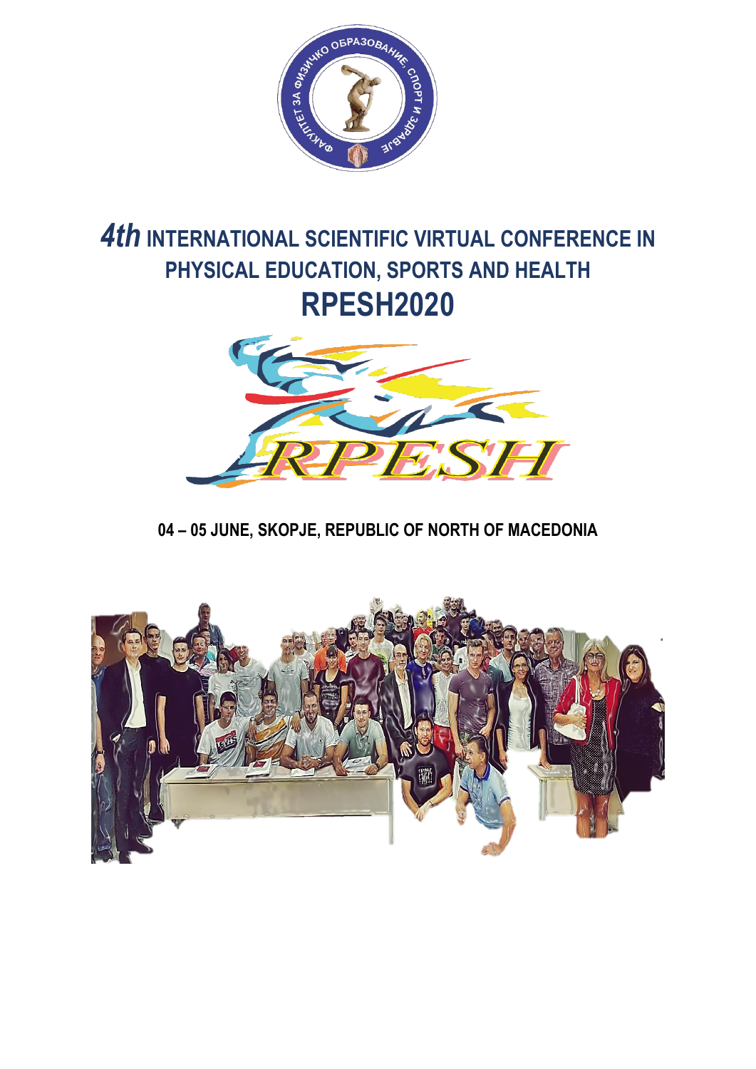# *4th* INTERNATIONAL SCIENTIFIC VIRTUAL CONFERENCE IN PHYSICAL EDUCATION, SPORTS AND HEALTH

# RPESH2020

**04 – 05 JUNE, SKOPJE, REPUBLIC OF NORTH OF MACEDONIA**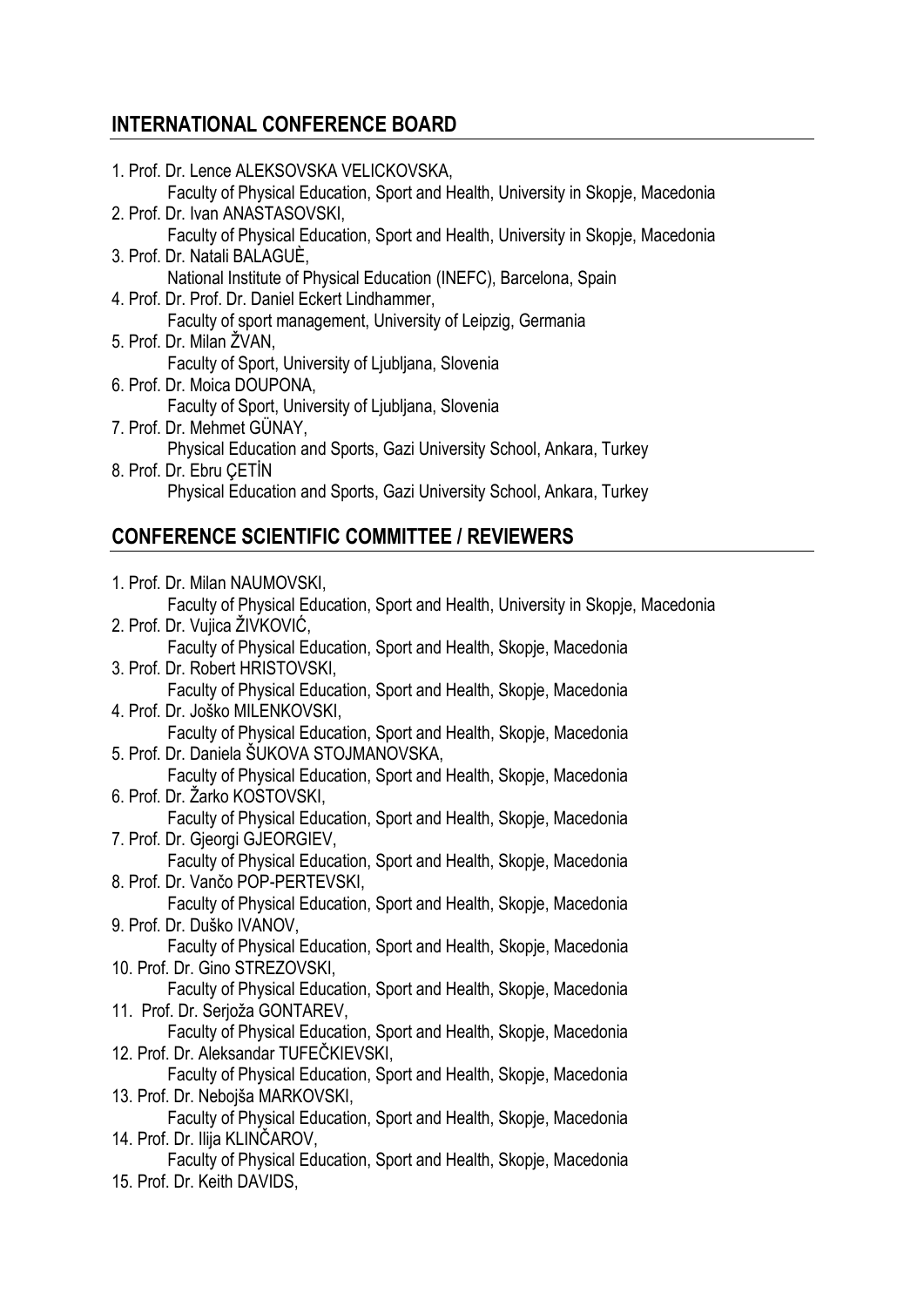## INTERNATIONAL CONFERENCE BOARD

1. Prof. Dr. Lence ALEKSOVSKA VELICKOVSKA,
   Faculty of Physical Education, Sport and Health, University in Skopje, Macedonia
2. Prof. Dr. Ivan ANASTASOVSKI,
   Faculty of Physical Education, Sport and Health, University in Skopje, Macedonia
3. Prof. Dr. Natali BALAGUÈ,
   National Institute of Physical Education (INEFC), Barcelona, Spain
4. Prof. Dr. Prof. Dr. Daniel Eckert Lindhammer,
   Faculty of sport management, University of Leipzig, Germania
5. Prof. Dr. Milan ŽVAN,
   Faculty of Sport, University of Ljubljana, Slovenia
6. Prof. Dr. Moica DOUPONA,
   Faculty of Sport, University of Ljubljana, Slovenia
7. Prof. Dr. Mehmet GÜNAY,
   Physical Education and Sports, Gazi University School, Ankara, Turkey
8. Prof. Dr. Ebru ÇETİN
   Physical Education and Sports, Gazi University School, Ankara, Turkey

## CONFERENCE SCIENTIFIC COMMITTEE / REVIEWERS

1. Prof. Dr. Milan NAUMOVSKI,
   Faculty of Physical Education, Sport and Health, University in Skopje, Macedonia
2. Prof. Dr. Vujica ŽIVKOVIĆ,
   Faculty of Physical Education, Sport and Health, Skopje, Macedonia
3. Prof. Dr. Robert HRISTOVSKI,
   Faculty of Physical Education, Sport and Health, Skopje, Macedonia
4. Prof. Dr. Joško MILENKOVSKI,
   Faculty of Physical Education, Sport and Health, Skopje, Macedonia
5. Prof. Dr. Daniela ŠUKOVA STOJMANOVSKA,
   Faculty of Physical Education, Sport and Health, Skopje, Macedonia
6. Prof. Dr. Žarko KOSTOVSKI,
   Faculty of Physical Education, Sport and Health, Skopje, Macedonia
7. Prof. Dr. Gjeorgi GJEORGIEV,
   Faculty of Physical Education, Sport and Health, Skopje, Macedonia
8. Prof. Dr. Vančo POP-PERTEVSKI,
   Faculty of Physical Education, Sport and Health, Skopje, Macedonia
9. Prof. Dr. Duško IVANOV,
   Faculty of Physical Education, Sport and Health, Skopje, Macedonia
10. Prof. Dr. Gino STREZOVSKI,
    Faculty of Physical Education, Sport and Health, Skopje, Macedonia
11. Prof. Dr. Serjoža GONTAREV,
    Faculty of Physical Education, Sport and Health, Skopje, Macedonia
12. Prof. Dr. Aleksandar TUFEČKIEVSKI,
    Faculty of Physical Education, Sport and Health, Skopje, Macedonia
13. Prof. Dr. Nebojša MARKOVSKI,
    Faculty of Physical Education, Sport and Health, Skopje, Macedonia
14. Prof. Dr. Ilija KLINČAROV,
    Faculty of Physical Education, Sport and Health, Skopje, Macedonia
15. Prof. Dr. Keith DAVIDS,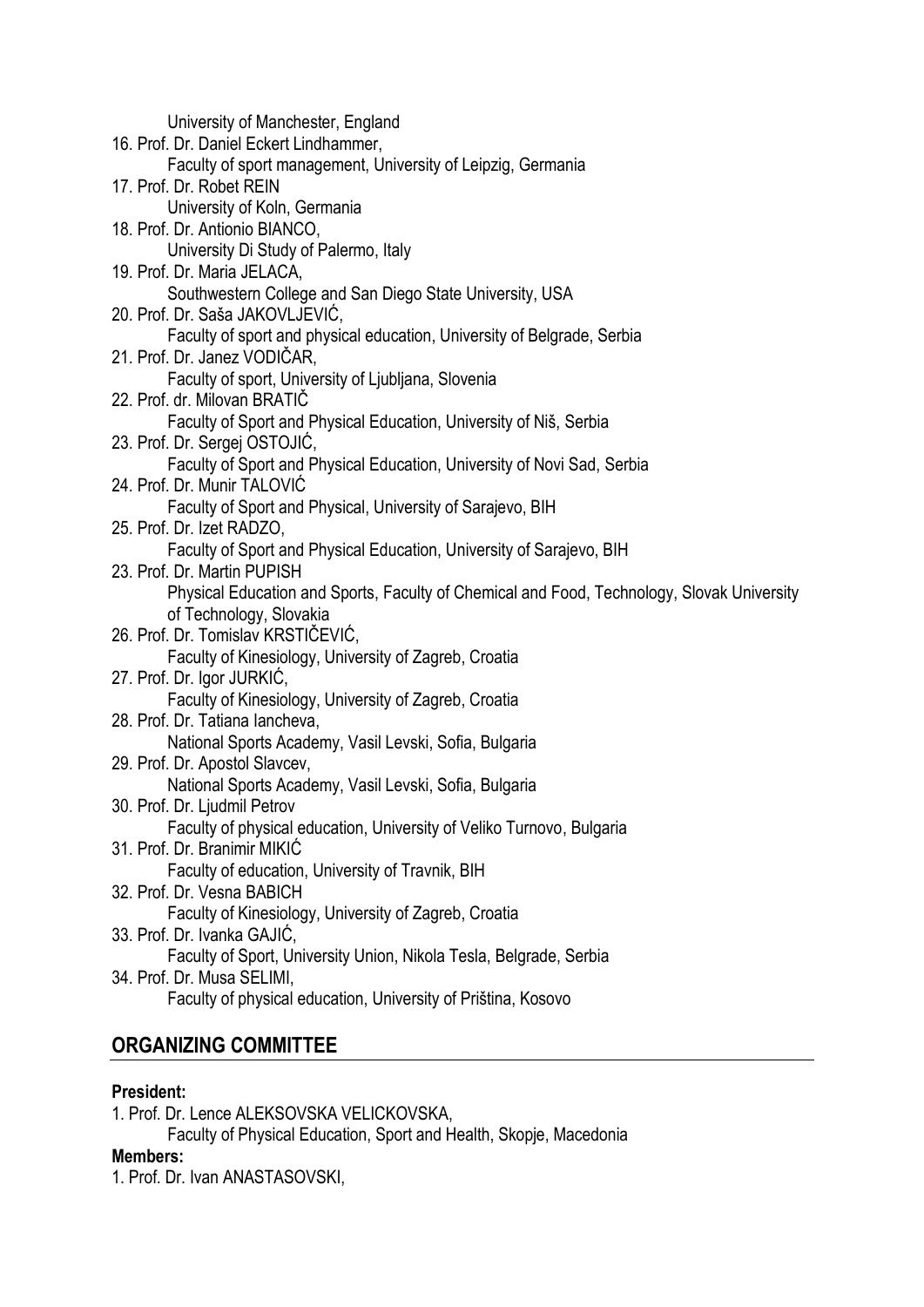University of Manchester, England

16. Prof. Dr. Daniel Eckert Lindhammer,
    Faculty of sport management, University of Leipzig, Germania
17. Prof. Dr. Robet REIN
    University of Koln, Germania
18. Prof. Dr. Antionio BIANCO,
    University Di Study of Palermo, Italy
19. Prof. Dr. Maria JELACA,
    Southwestern College and San Diego State University, USA
20. Prof. Dr. Saša JAKOVLJEVIĆ,
    Faculty of sport and physical education, University of Belgrade, Serbia
21. Prof. Dr. Janez VODIČAR,
    Faculty of sport, University of Ljubljana, Slovenia
22. Prof. dr. Milovan BRATIČ
    Faculty of Sport and Physical Education, University of Niš, Serbia
23. Prof. Dr. Sergej OSTOJIĆ,
    Faculty of Sport and Physical Education, University of Novi Sad, Serbia
24. Prof. Dr. Munir TALOVIĆ
    Faculty of Sport and Physical, University of Sarajevo, BIH
25. Prof. Dr. Izet RADZO,
    Faculty of Sport and Physical Education, University of Sarajevo, BIH

23. Prof. Dr. Martin PUPISH
    Physical Education and Sports, Faculty of Chemical and Food, Technology, Slovak University of Technology, Slovakia

26. Prof. Dr. Tomislav KRSTIČEVIĆ,
    Faculty of Kinesiology, University of Zagreb, Croatia
27. Prof. Dr. Igor JURKIĆ,
    Faculty of Kinesiology, University of Zagreb, Croatia
28. Prof. Dr. Tatiana Iancheva,
    National Sports Academy, Vasil Levski, Sofia, Bulgaria
29. Prof. Dr. Apostol Slavcev,
    National Sports Academy, Vasil Levski, Sofia, Bulgaria
30. Prof. Dr. Ljudmil Petrov
    Faculty of physical education, University of Veliko Turnovo, Bulgaria
31. Prof. Dr. Branimir MIKIĆ
    Faculty of education, University of Travnik, BIH
32. Prof. Dr. Vesna BABICH
    Faculty of Kinesiology, University of Zagreb, Croatia
33. Prof. Dr. Ivanka GAJIĆ,
    Faculty of Sport, University Union, Nikola Tesla, Belgrade, Serbia
34. Prof. Dr. Musa SELIMI,
    Faculty of physical education, University of Priština, Kosovo

## ORGANIZING COMMITTEE

**President:**

1. Prof. Dr. Lence ALEKSOVSKA VELICKOVSKA,
   Faculty of Physical Education, Sport and Health, Skopje, Macedonia

**Members:**

1. Prof. Dr. Ivan ANASTASOVSKI,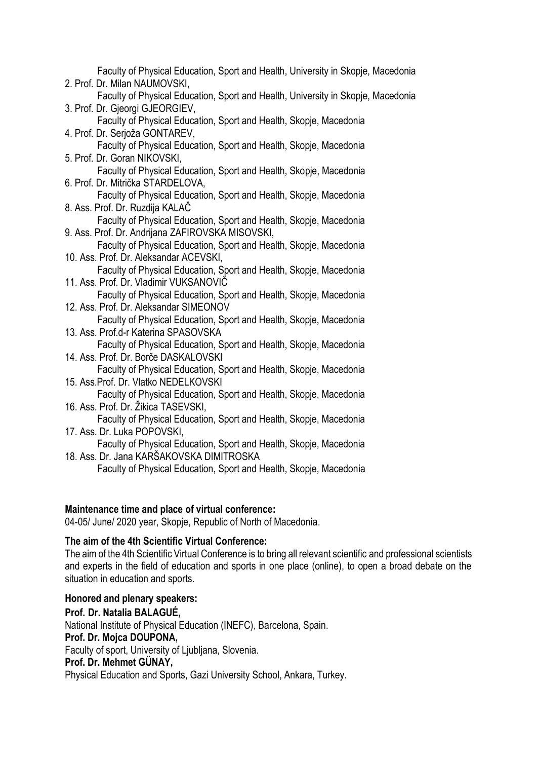Faculty of Physical Education, Sport and Health, University in Skopje, Macedonia

2. Prof. Dr. Milan NAUMOVSKI,
   Faculty of Physical Education, Sport and Health, University in Skopje, Macedonia
3. Prof. Dr. Gjeorgi GJEORGIEV,
   Faculty of Physical Education, Sport and Health, Skopje, Macedonia
4. Prof. Dr. Serjoža GONTAREV,
   Faculty of Physical Education, Sport and Health, Skopje, Macedonia
5. Prof. Dr. Goran NIKOVSKI,
   Faculty of Physical Education, Sport and Health, Skopje, Macedonia
6. Prof. Dr. Mitrička STARDELOVA,
   Faculty of Physical Education, Sport and Health, Skopje, Macedonia
8. Ass. Prof. Dr. Ruzdija KALAČ
   Faculty of Physical Education, Sport and Health, Skopje, Macedonia
9. Ass. Prof. Dr. Andrijana ZAFIROVSKA MISOVSKI,
   Faculty of Physical Education, Sport and Health, Skopje, Macedonia
10. Ass. Prof. Dr. Aleksandar ACEVSKI,
    Faculty of Physical Education, Sport and Health, Skopje, Macedonia
11. Ass. Prof. Dr. Vladimir VUKSANOVIĆ
    Faculty of Physical Education, Sport and Health, Skopje, Macedonia
12. Ass. Prof. Dr. Aleksandar SIMEONOV
    Faculty of Physical Education, Sport and Health, Skopje, Macedonia
13. Ass. Prof.d-r Katerina SPASOVSKA
    Faculty of Physical Education, Sport and Health, Skopje, Macedonia
14. Ass. Prof. Dr. Borče DASKALOVSKI
    Faculty of Physical Education, Sport and Health, Skopje, Macedonia
15. Ass.Prof. Dr. Vlatko NEDELKOVSKI
    Faculty of Physical Education, Sport and Health, Skopje, Macedonia
16. Ass. Prof. Dr. Žikica TASEVSKI,
    Faculty of Physical Education, Sport and Health, Skopje, Macedonia
17. Ass. Dr. Luka POPOVSKI,
    Faculty of Physical Education, Sport and Health, Skopje, Macedonia
18. Ass. Dr. Jana KARŠAKOVSKA DIMITROSKA
    Faculty of Physical Education, Sport and Health, Skopje, Macedonia

**Maintenance time and place of virtual conference:**

04-05/ June/ 2020 year, Skopje, Republic of North of Macedonia.

**The aim of the 4th Scientific Virtual Conference:**

The aim of the 4th Scientific Virtual Conference is to bring all relevant scientific and professional scientists and experts in the field of education and sports in one place (online), to open a broad debate on the situation in education and sports.

**Honored and plenary speakers:**

**Prof. Dr. Natalia BALAGUÉ,**
National Institute of Physical Education (INEFC), Barcelona, Spain.

**Prof. Dr. Mojca DOUPONA,**
Faculty of sport, University of Ljubljana, Slovenia.

**Prof. Dr. Mehmet GÜNAY,**
Physical Education and Sports, Gazi University School, Ankara, Turkey.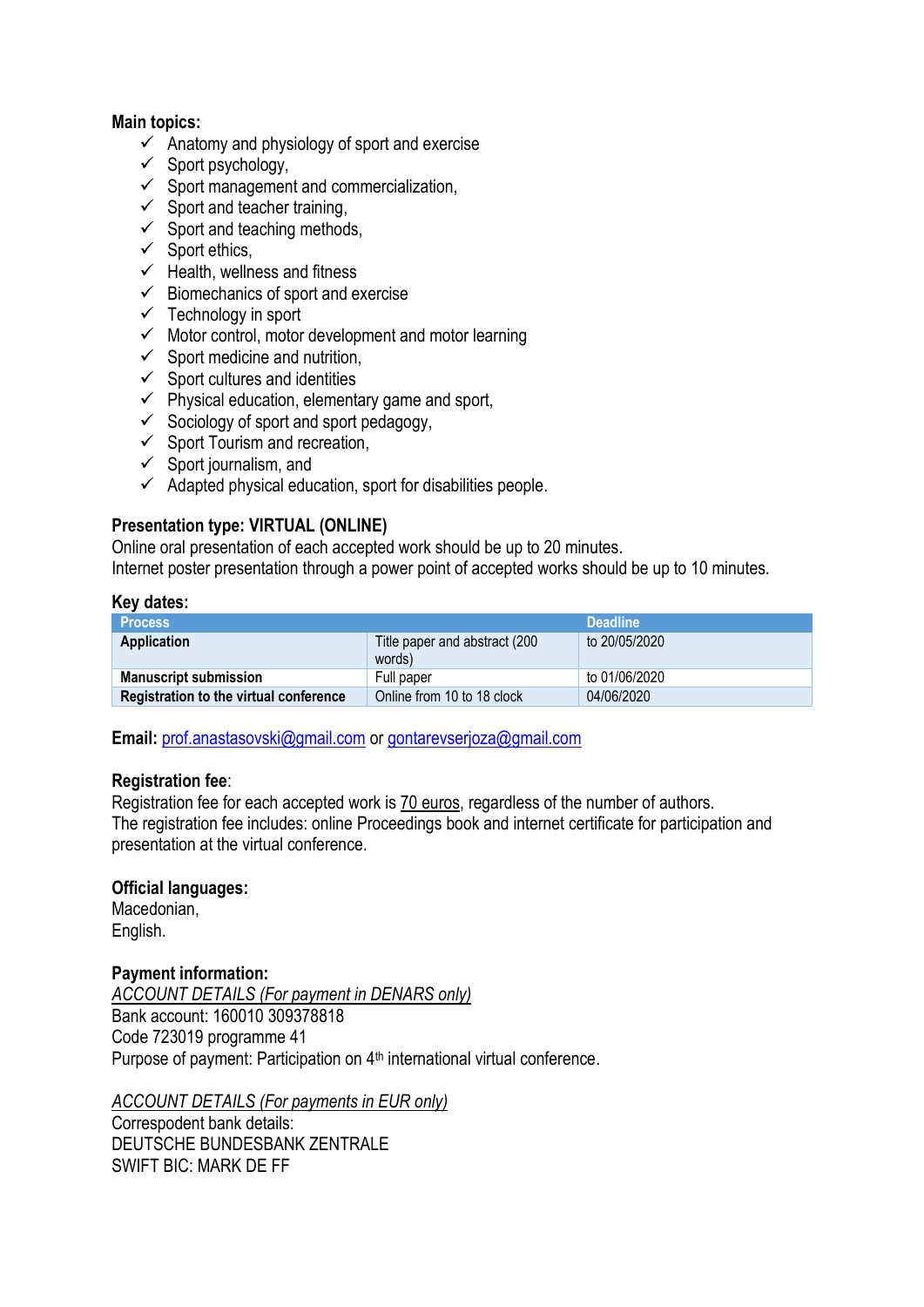**Main topics:**

- ✓ Anatomy and physiology of sport and exercise
- ✓ Sport psychology,
- ✓ Sport management and commercialization,
- ✓ Sport and teacher training,
- ✓ Sport and teaching methods,
- ✓ Sport ethics,
- ✓ Health, wellness and fitness
- ✓ Biomechanics of sport and exercise
- ✓ Technology in sport
- ✓ Motor control, motor development and motor learning
- ✓ Sport medicine and nutrition,
- ✓ Sport cultures and identities
- ✓ Physical education, elementary game and sport,
- ✓ Sociology of sport and sport pedagogy,
- ✓ Sport Tourism and recreation,
- ✓ Sport journalism, and
- ✓ Adapted physical education, sport for disabilities people.

**Presentation type: VIRTUAL (ONLINE)**

Online oral presentation of each accepted work should be up to 20 minutes.
Internet poster presentation through a power point of accepted works should be up to 10 minutes.

**Key dates:**

| Process | | Deadline |
|---|---|---|
| **Application** | Title paper and abstract (200 words) | to 20/05/2020 |
| **Manuscript submission** | Full paper | to 01/06/2020 |
| **Registration to the virtual conference** | Online from 10 to 18 clock | 04/06/2020 |

**Email:** prof.anastasovski@gmail.com or gontarevserjoza@gmail.com

**Registration fee**:

Registration fee for each accepted work is 70 euros, regardless of the number of authors.
The registration fee includes: online Proceedings book and internet certificate for participation and presentation at the virtual conference.

**Official languages:**

Macedonian,
English.

**Payment information:**

*ACCOUNT DETAILS (For payment in DENARS only)*
Bank account: 160010 309378818
Code 723019 programme 41
Purpose of payment: Participation on 4th international virtual conference.

*ACCOUNT DETAILS (For payments in EUR only)*
Correspodent bank details:
DEUTSCHE BUNDESBANK ZENTRALE
SWIFT BIC: MARK DE FF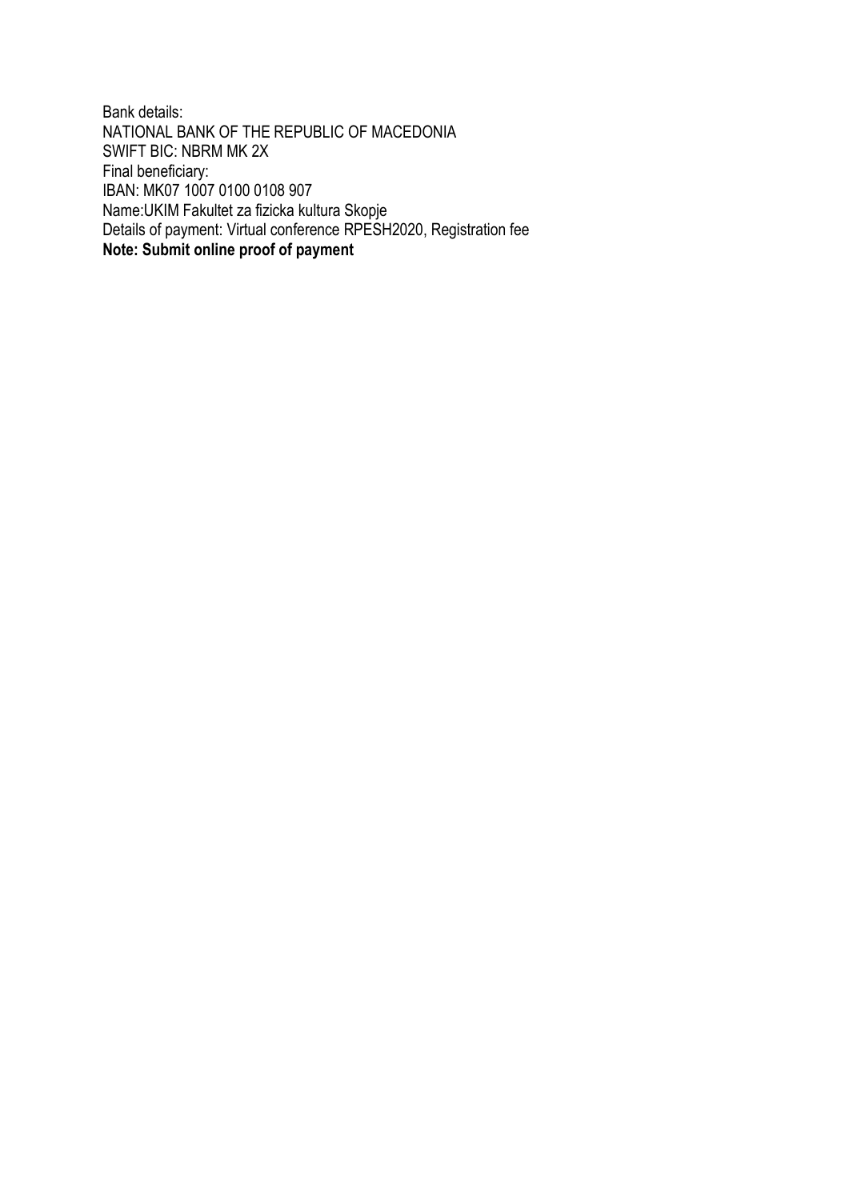Bank details:
NATIONAL BANK OF THE REPUBLIC OF MACEDONIA
SWIFT BIC: NBRM MK 2X
Final beneficiary:
IBAN: MK07 1007 0100 0108 907
Name:UKIM Fakultet za fizicka kultura Skopje
Details of payment: Virtual conference RPESH2020, Registration fee
**Note: Submit online proof of payment**